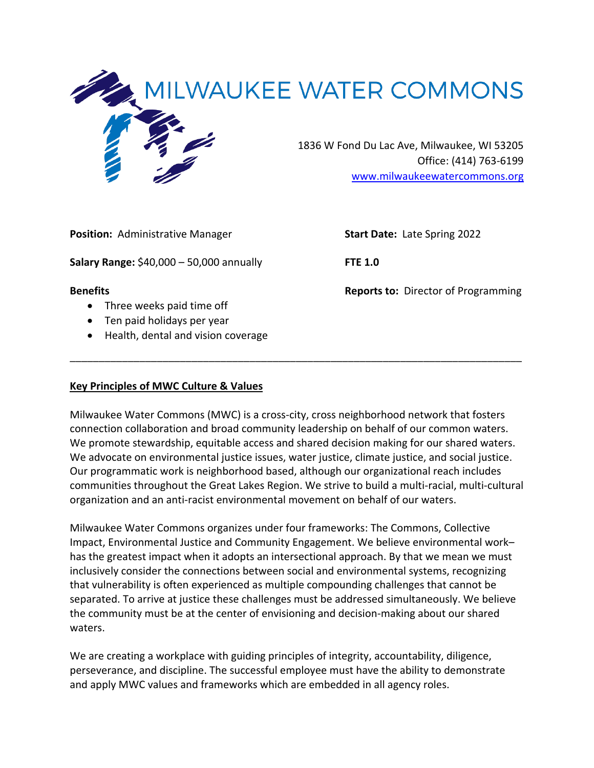# MILWAUKEE WATER COMMONS

1836 W Fond Du Lac Ave, Milwaukee, WI 53205
Office: (414) 763-6199
www.milwaukeewatercommons.org

**Position:** Administrative Manager

**Start Date:** Late Spring 2022

**Salary Range:** $40,000 – 50,000 annually

**FTE 1.0**

**Benefits**

- Three weeks paid time off
- Ten paid holidays per year
- Health, dental and vision coverage

**Reports to:** Director of Programming

---

## Key Principles of MWC Culture & Values

Milwaukee Water Commons (MWC) is a cross-city, cross neighborhood network that fosters connection collaboration and broad community leadership on behalf of our common waters. We promote stewardship, equitable access and shared decision making for our shared waters. We advocate on environmental justice issues, water justice, climate justice, and social justice. Our programmatic work is neighborhood based, although our organizational reach includes communities throughout the Great Lakes Region. We strive to build a multi-racial, multi-cultural organization and an anti-racist environmental movement on behalf of our waters.

Milwaukee Water Commons organizes under four frameworks: The Commons, Collective Impact, Environmental Justice and Community Engagement. We believe environmental work– has the greatest impact when it adopts an intersectional approach. By that we mean we must inclusively consider the connections between social and environmental systems, recognizing that vulnerability is often experienced as multiple compounding challenges that cannot be separated. To arrive at justice these challenges must be addressed simultaneously. We believe the community must be at the center of envisioning and decision-making about our shared waters.

We are creating a workplace with guiding principles of integrity, accountability, diligence, perseverance, and discipline. The successful employee must have the ability to demonstrate and apply MWC values and frameworks which are embedded in all agency roles.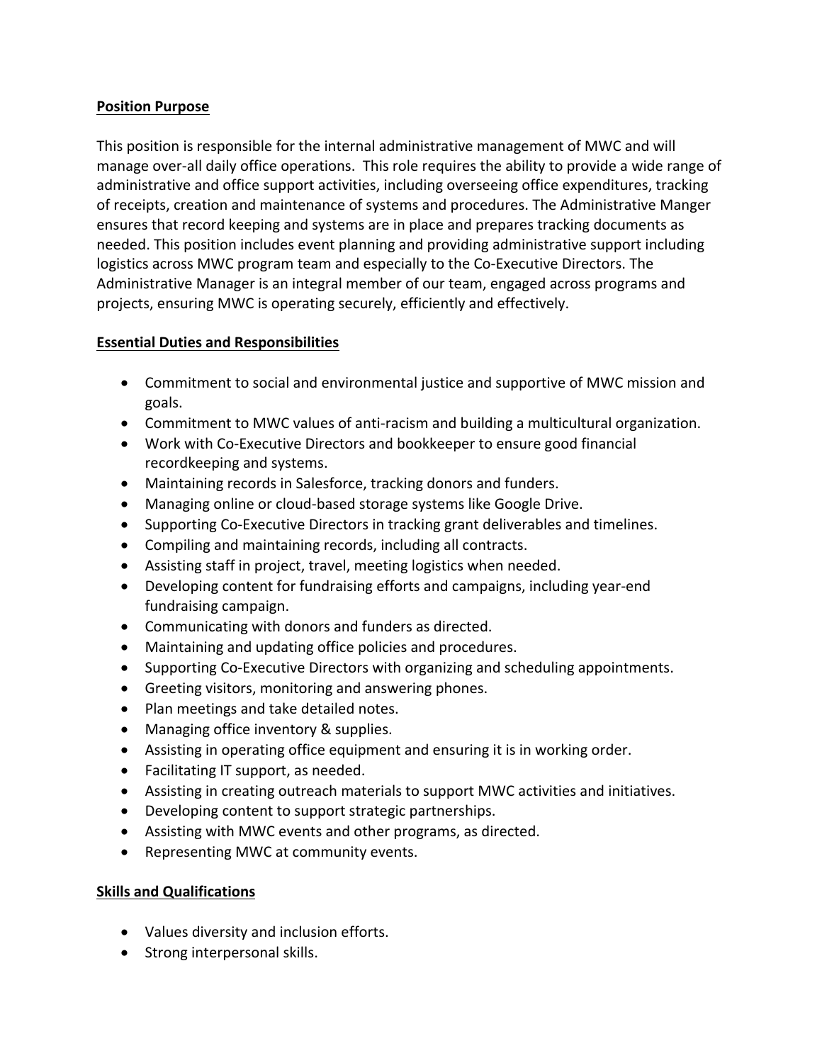**Position Purpose**

This position is responsible for the internal administrative management of MWC and will manage over-all daily office operations. This role requires the ability to provide a wide range of administrative and office support activities, including overseeing office expenditures, tracking of receipts, creation and maintenance of systems and procedures. The Administrative Manger ensures that record keeping and systems are in place and prepares tracking documents as needed. This position includes event planning and providing administrative support including logistics across MWC program team and especially to the Co-Executive Directors. The Administrative Manager is an integral member of our team, engaged across programs and projects, ensuring MWC is operating securely, efficiently and effectively.

**Essential Duties and Responsibilities**

- Commitment to social and environmental justice and supportive of MWC mission and goals.
- Commitment to MWC values of anti-racism and building a multicultural organization.
- Work with Co-Executive Directors and bookkeeper to ensure good financial recordkeeping and systems.
- Maintaining records in Salesforce, tracking donors and funders.
- Managing online or cloud-based storage systems like Google Drive.
- Supporting Co-Executive Directors in tracking grant deliverables and timelines.
- Compiling and maintaining records, including all contracts.
- Assisting staff in project, travel, meeting logistics when needed.
- Developing content for fundraising efforts and campaigns, including year-end fundraising campaign.
- Communicating with donors and funders as directed.
- Maintaining and updating office policies and procedures.
- Supporting Co-Executive Directors with organizing and scheduling appointments.
- Greeting visitors, monitoring and answering phones.
- Plan meetings and take detailed notes.
- Managing office inventory & supplies.
- Assisting in operating office equipment and ensuring it is in working order.
- Facilitating IT support, as needed.
- Assisting in creating outreach materials to support MWC activities and initiatives.
- Developing content to support strategic partnerships.
- Assisting with MWC events and other programs, as directed.
- Representing MWC at community events.

**Skills and Qualifications**

- Values diversity and inclusion efforts.
- Strong interpersonal skills.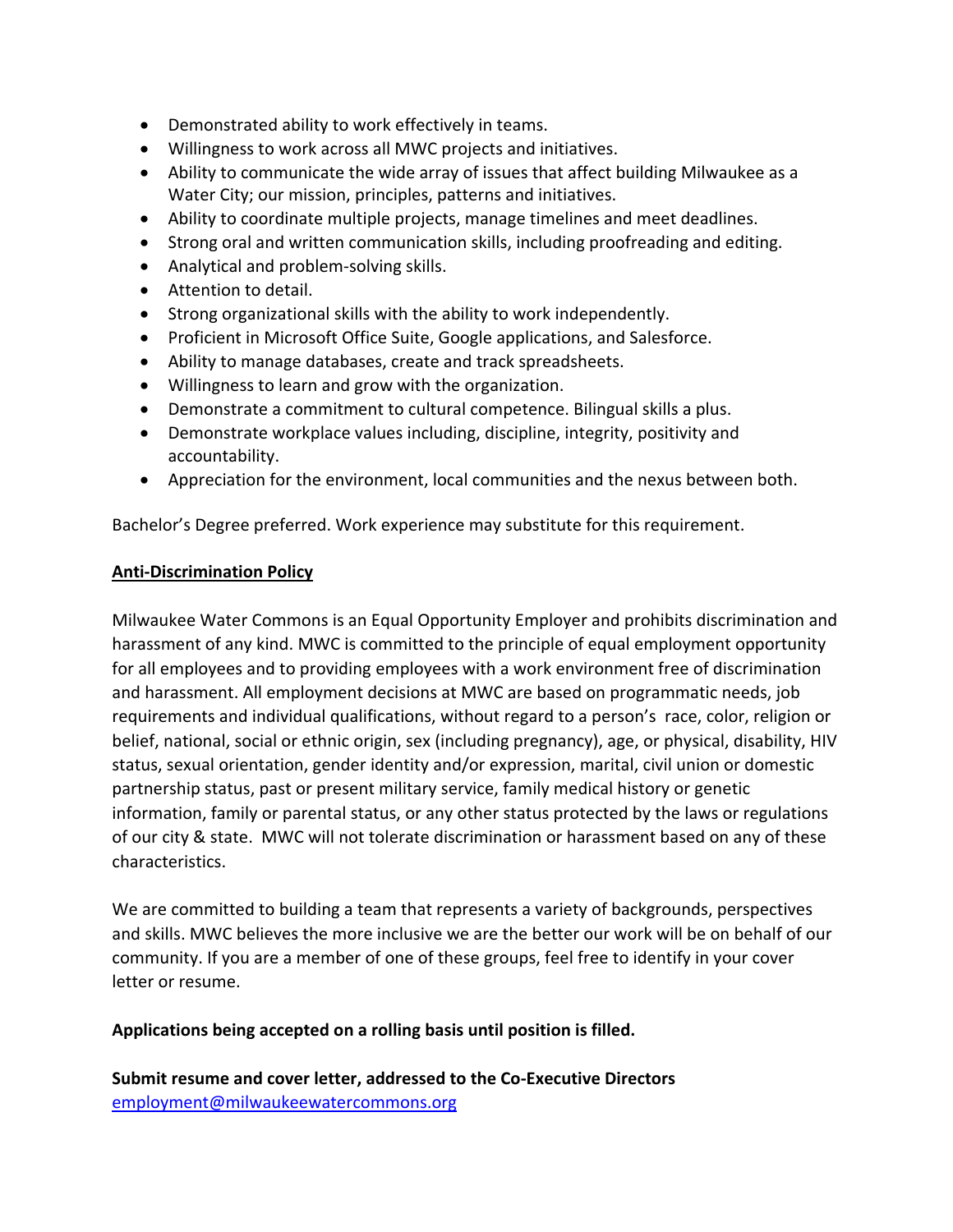- Demonstrated ability to work effectively in teams.
- Willingness to work across all MWC projects and initiatives.
- Ability to communicate the wide array of issues that affect building Milwaukee as a Water City; our mission, principles, patterns and initiatives.
- Ability to coordinate multiple projects, manage timelines and meet deadlines.
- Strong oral and written communication skills, including proofreading and editing.
- Analytical and problem-solving skills.
- Attention to detail.
- Strong organizational skills with the ability to work independently.
- Proficient in Microsoft Office Suite, Google applications, and Salesforce.
- Ability to manage databases, create and track spreadsheets.
- Willingness to learn and grow with the organization.
- Demonstrate a commitment to cultural competence. Bilingual skills a plus.
- Demonstrate workplace values including, discipline, integrity, positivity and accountability.
- Appreciation for the environment, local communities and the nexus between both.

Bachelor's Degree preferred. Work experience may substitute for this requirement.

**Anti-Discrimination Policy**

Milwaukee Water Commons is an Equal Opportunity Employer and prohibits discrimination and harassment of any kind. MWC is committed to the principle of equal employment opportunity for all employees and to providing employees with a work environment free of discrimination and harassment. All employment decisions at MWC are based on programmatic needs, job requirements and individual qualifications, without regard to a person's race, color, religion or belief, national, social or ethnic origin, sex (including pregnancy), age, or physical, disability, HIV status, sexual orientation, gender identity and/or expression, marital, civil union or domestic partnership status, past or present military service, family medical history or genetic information, family or parental status, or any other status protected by the laws or regulations of our city & state. MWC will not tolerate discrimination or harassment based on any of these characteristics.

We are committed to building a team that represents a variety of backgrounds, perspectives and skills. MWC believes the more inclusive we are the better our work will be on behalf of our community. If you are a member of one of these groups, feel free to identify in your cover letter or resume.

**Applications being accepted on a rolling basis until position is filled.**

**Submit resume and cover letter, addressed to the Co-Executive Directors**
[employment@milwaukeewatercommons.org](mailto:employment@milwaukeewatercommons.org)